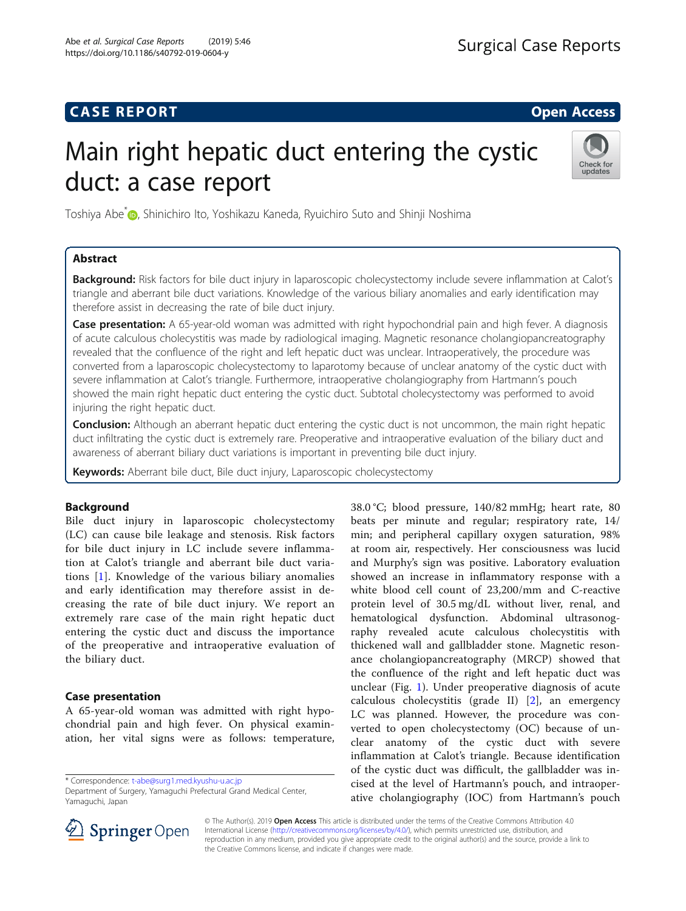CASE REPORT

Open Access

# Main right hepatic duct entering the cystic duct: a case report

Toshiya Abe*, Shinichiro Ito, Yoshikazu Kaneda, Ryuichiro Suto and Shinji Noshima

## Abstract

**Background:** Risk factors for bile duct injury in laparoscopic cholecystectomy include severe inflammation at Calot's triangle and aberrant bile duct variations. Knowledge of the various biliary anomalies and early identification may therefore assist in decreasing the rate of bile duct injury.

**Case presentation:** A 65-year-old woman was admitted with right hypochondrial pain and high fever. A diagnosis of acute calculous cholecystitis was made by radiological imaging. Magnetic resonance cholangiopancreatography revealed that the confluence of the right and left hepatic duct was unclear. Intraoperatively, the procedure was converted from a laparoscopic cholecystectomy to laparotomy because of unclear anatomy of the cystic duct with severe inflammation at Calot's triangle. Furthermore, intraoperative cholangiography from Hartmann's pouch showed the main right hepatic duct entering the cystic duct. Subtotal cholecystectomy was performed to avoid injuring the right hepatic duct.

**Conclusion:** Although an aberrant hepatic duct entering the cystic duct is not uncommon, the main right hepatic duct infiltrating the cystic duct is extremely rare. Preoperative and intraoperative evaluation of the biliary duct and awareness of aberrant biliary duct variations is important in preventing bile duct injury.

**Keywords:** Aberrant bile duct, Bile duct injury, Laparoscopic cholecystectomy

## Background

Bile duct injury in laparoscopic cholecystectomy (LC) can cause bile leakage and stenosis. Risk factors for bile duct injury in LC include severe inflammation at Calot's triangle and aberrant bile duct variations [1]. Knowledge of the various biliary anomalies and early identification may therefore assist in decreasing the rate of bile duct injury. We report an extremely rare case of the main right hepatic duct entering the cystic duct and discuss the importance of the preoperative and intraoperative evaluation of the biliary duct.

## Case presentation

A 65-year-old woman was admitted with right hypochondrial pain and high fever. On physical examination, her vital signs were as follows: temperature, 38.0 °C; blood pressure, 140/82 mmHg; heart rate, 80 beats per minute and regular; respiratory rate, 14/min; and peripheral capillary oxygen saturation, 98% at room air, respectively. Her consciousness was lucid and Murphy's sign was positive. Laboratory evaluation showed an increase in inflammatory response with a white blood cell count of 23,200/mm and C-reactive protein level of 30.5 mg/dL without liver, renal, and hematological dysfunction. Abdominal ultrasonography revealed acute calculous cholecystitis with thickened wall and gallbladder stone. Magnetic resonance cholangiopancreatography (MRCP) showed that the confluence of the right and left hepatic duct was unclear (Fig. 1). Under preoperative diagnosis of acute calculous cholecystitis (grade II) [2], an emergency LC was planned. However, the procedure was converted to open cholecystectomy (OC) because of unclear anatomy of the cystic duct with severe inflammation at Calot's triangle. Because identification of the cystic duct was difficult, the gallbladder was incised at the level of Hartmann's pouch, and intraoperative cholangiography (IOC) from Hartmann's pouch

* Correspondence: t-abe@surg1.med.kyushu-u.ac.jp
Department of Surgery, Yamaguchi Prefectural Grand Medical Center, Yamaguchi, Japan

© The Author(s). 2019 **Open Access** This article is distributed under the terms of the Creative Commons Attribution 4.0 International License (http://creativecommons.org/licenses/by/4.0/), which permits unrestricted use, distribution, and reproduction in any medium, provided you give appropriate credit to the original author(s) and the source, provide a link to the Creative Commons license, and indicate if changes were made.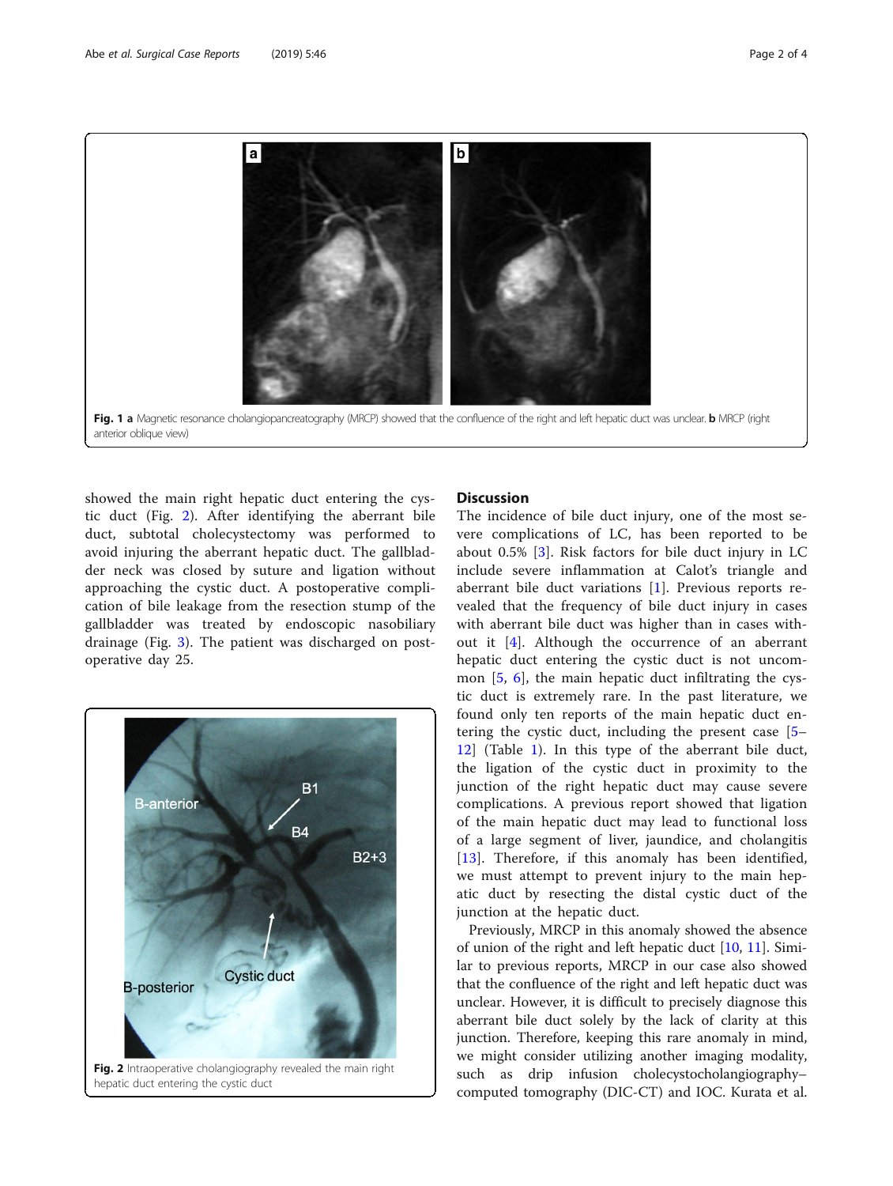**Fig. 1** **a** Magnetic resonance cholangiopancreatography (MRCP) showed that the confluence of the right and left hepatic duct was unclear. **b** MRCP (right anterior oblique view)

showed the main right hepatic duct entering the cystic duct (Fig. 2). After identifying the aberrant bile duct, subtotal cholecystectomy was performed to avoid injuring the aberrant hepatic duct. The gallbladder neck was closed by suture and ligation without approaching the cystic duct. A postoperative complication of bile leakage from the resection stump of the gallbladder was treated by endoscopic nasobiliary drainage (Fig. 3). The patient was discharged on postoperative day 25.

**Fig. 2** Intraoperative cholangiography revealed the main right hepatic duct entering the cystic duct

## Discussion

The incidence of bile duct injury, one of the most severe complications of LC, has been reported to be about 0.5% [3]. Risk factors for bile duct injury in LC include severe inflammation at Calot's triangle and aberrant bile duct variations [1]. Previous reports revealed that the frequency of bile duct injury in cases with aberrant bile duct was higher than in cases without it [4]. Although the occurrence of an aberrant hepatic duct entering the cystic duct is not uncommon [5, 6], the main hepatic duct infiltrating the cystic duct is extremely rare. In the past literature, we found only ten reports of the main hepatic duct entering the cystic duct, including the present case [5–12] (Table 1). In this type of the aberrant bile duct, the ligation of the cystic duct in proximity to the junction of the right hepatic duct may cause severe complications. A previous report showed that ligation of the main hepatic duct may lead to functional loss of a large segment of liver, jaundice, and cholangitis [13]. Therefore, if this anomaly has been identified, we must attempt to prevent injury to the main hepatic duct by resecting the distal cystic duct of the junction at the hepatic duct.

Previously, MRCP in this anomaly showed the absence of union of the right and left hepatic duct [10, 11]. Similar to previous reports, MRCP in our case also showed that the confluence of the right and left hepatic duct was unclear. However, it is difficult to precisely diagnose this aberrant bile duct solely by the lack of clarity at this junction. Therefore, keeping this rare anomaly in mind, we might consider utilizing another imaging modality, such as drip infusion cholecystocholangiography–computed tomography (DIC-CT) and IOC. Kurata et al.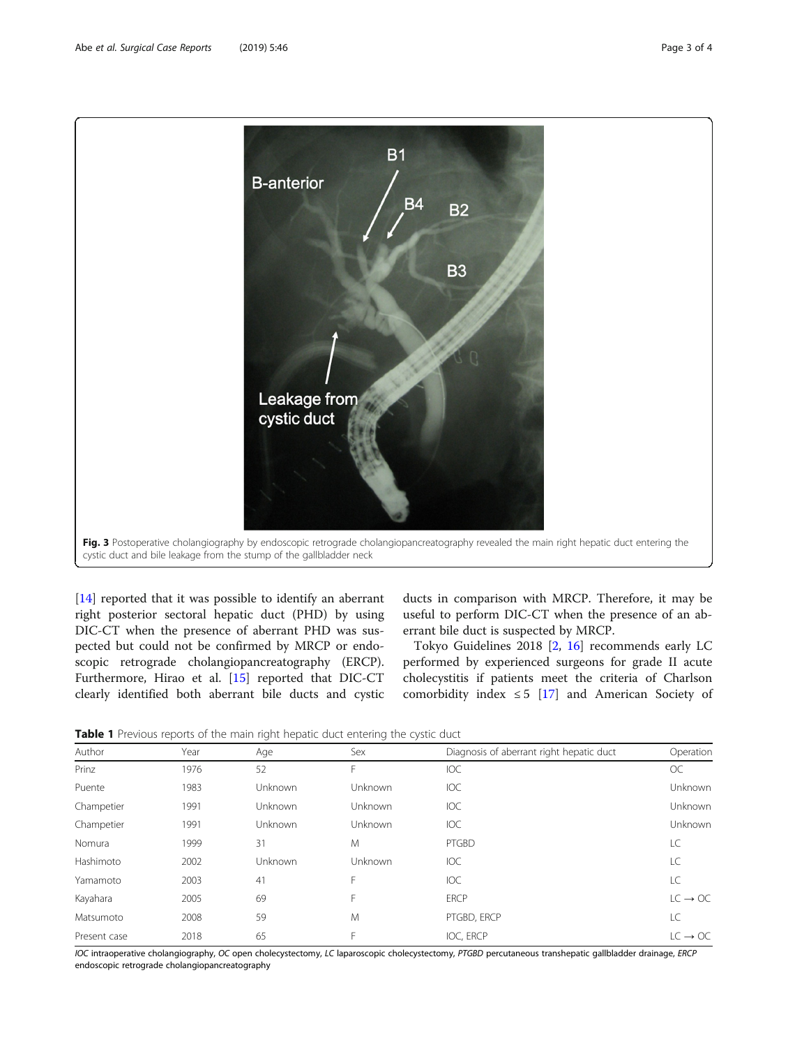Fig. 3 Postoperative cholangiography by endoscopic retrograde cholangiopancreatography revealed the main right hepatic duct entering the cystic duct and bile leakage from the stump of the gallbladder neck

[14] reported that it was possible to identify an aberrant right posterior sectoral hepatic duct (PHD) by using DIC-CT when the presence of aberrant PHD was suspected but could not be confirmed by MRCP or endoscopic retrograde cholangiopancreatography (ERCP). Furthermore, Hirao et al. [15] reported that DIC-CT clearly identified both aberrant bile ducts and cystic ducts in comparison with MRCP. Therefore, it may be useful to perform DIC-CT when the presence of an aberrant bile duct is suspected by MRCP.

Tokyo Guidelines 2018 [2, 16] recommends early LC performed by experienced surgeons for grade II acute cholecystitis if patients meet the criteria of Charlson comorbidity index ≤ 5 [17] and American Society of

**Table 1** Previous reports of the main right hepatic duct entering the cystic duct

| Author | Year | Age | Sex | Diagnosis of aberrant right hepatic duct | Operation |
|---|---|---|---|---|---|
| Prinz | 1976 | 52 | F | IOC | OC |
| Puente | 1983 | Unknown | Unknown | IOC | Unknown |
| Champetier | 1991 | Unknown | Unknown | IOC | Unknown |
| Champetier | 1991 | Unknown | Unknown | IOC | Unknown |
| Nomura | 1999 | 31 | M | PTGBD | LC |
| Hashimoto | 2002 | Unknown | Unknown | IOC | LC |
| Yamamoto | 2003 | 41 | F | IOC | LC |
| Kayahara | 2005 | 69 | F | ERCP | LC → OC |
| Matsumoto | 2008 | 59 | M | PTGBD, ERCP | LC |
| Present case | 2018 | 65 | F | IOC, ERCP | LC → OC |

*IOC* intraoperative cholangiography, *OC* open cholecystectomy, *LC* laparoscopic cholecystectomy, *PTGBD* percutaneous transhepatic gallbladder drainage, *ERCP* endoscopic retrograde cholangiopancreatography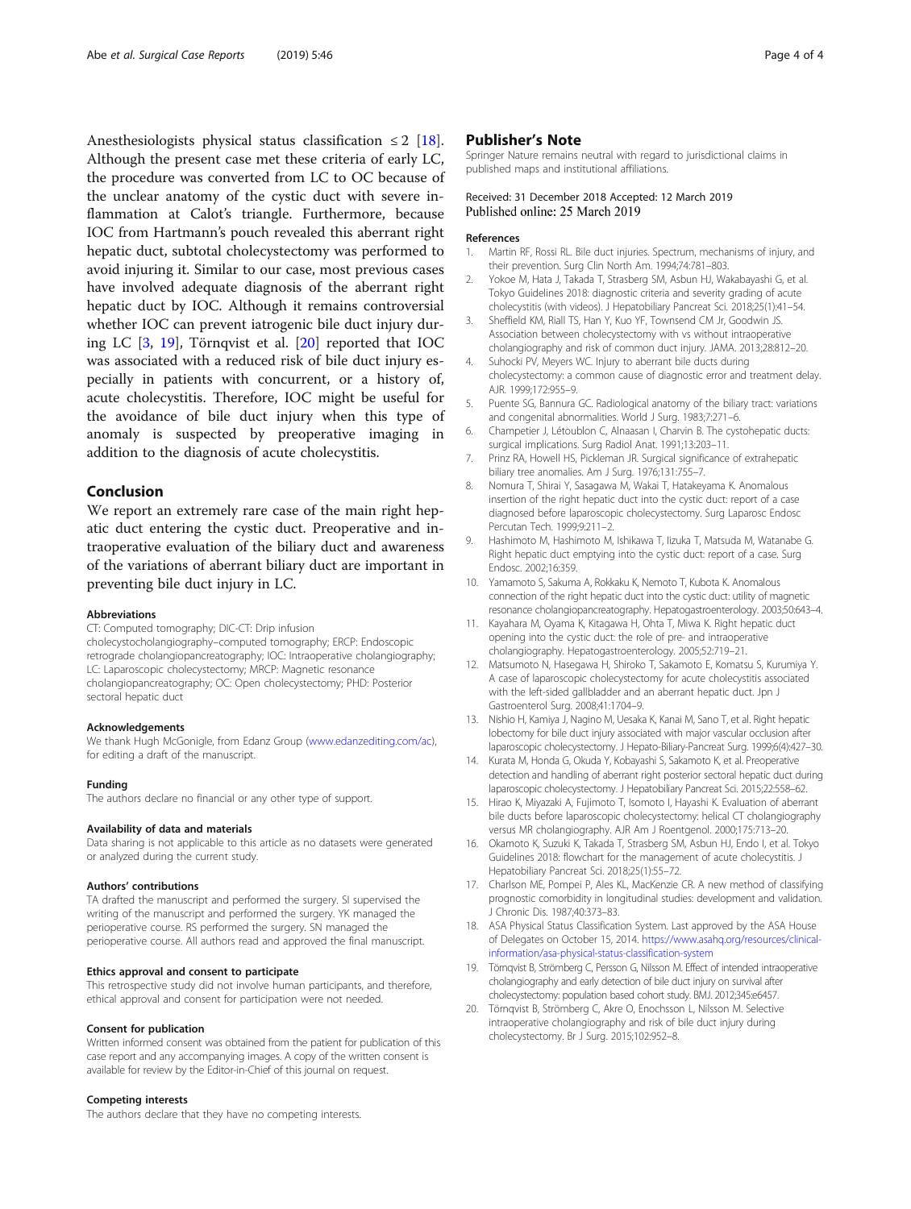Anesthesiologists physical status classification ≤ 2 [18]. Although the present case met these criteria of early LC, the procedure was converted from LC to OC because of the unclear anatomy of the cystic duct with severe inflammation at Calot's triangle. Furthermore, because IOC from Hartmann's pouch revealed this aberrant right hepatic duct, subtotal cholecystectomy was performed to avoid injuring it. Similar to our case, most previous cases have involved adequate diagnosis of the aberrant right hepatic duct by IOC. Although it remains controversial whether IOC can prevent iatrogenic bile duct injury during LC [3, 19], Törnqvist et al. [20] reported that IOC was associated with a reduced risk of bile duct injury especially in patients with concurrent, or a history of, acute cholecystitis. Therefore, IOC might be useful for the avoidance of bile duct injury when this type of anomaly is suspected by preoperative imaging in addition to the diagnosis of acute cholecystitis.

## Conclusion

We report an extremely rare case of the main right hepatic duct entering the cystic duct. Preoperative and intraoperative evaluation of the biliary duct and awareness of the variations of aberrant biliary duct are important in preventing bile duct injury in LC.

#### Abbreviations

CT: Computed tomography; DIC-CT: Drip infusion cholecystocholangiography–computed tomography; ERCP: Endoscopic retrograde cholangiopancreatography; IOC: Intraoperative cholangiography; LC: Laparoscopic cholecystectomy; MRCP: Magnetic resonance cholangiopancreatography; OC: Open cholecystectomy; PHD: Posterior sectoral hepatic duct

#### Acknowledgements

We thank Hugh McGonigle, from Edanz Group (www.edanzediting.com/ac), for editing a draft of the manuscript.

#### Funding

The authors declare no financial or any other type of support.

#### Availability of data and materials

Data sharing is not applicable to this article as no datasets were generated or analyzed during the current study.

#### Authors' contributions

TA drafted the manuscript and performed the surgery. SI supervised the writing of the manuscript and performed the surgery. YK managed the perioperative course. RS performed the surgery. SN managed the perioperative course. All authors read and approved the final manuscript.

#### Ethics approval and consent to participate

This retrospective study did not involve human participants, and therefore, ethical approval and consent for participation were not needed.

#### Consent for publication

Written informed consent was obtained from the patient for publication of this case report and any accompanying images. A copy of the written consent is available for review by the Editor-in-Chief of this journal on request.

#### Competing interests

The authors declare that they have no competing interests.

## Publisher's Note

Springer Nature remains neutral with regard to jurisdictional claims in published maps and institutional affiliations.

Received: 31 December 2018 Accepted: 12 March 2019
Published online: 25 March 2019

#### References

1. Martin RF, Rossi RL. Bile duct injuries. Spectrum, mechanisms of injury, and their prevention. Surg Clin North Am. 1994;74:781–803.
2. Yokoe M, Hata J, Takada T, Strasberg SM, Asbun HJ, Wakabayashi G, et al. Tokyo Guidelines 2018: diagnostic criteria and severity grading of acute cholecystitis (with videos). J Hepatobiliary Pancreat Sci. 2018;25(1):41–54.
3. Sheffield KM, Riall TS, Han Y, Kuo YF, Townsend CM Jr, Goodwin JS. Association between cholecystectomy with vs without intraoperative cholangiography and risk of common duct injury. JAMA. 2013;28:812–20.
4. Suhocki PV, Meyers WC. Injury to aberrant bile ducts during cholecystectomy: a common cause of diagnostic error and treatment delay. AJR. 1999;172:955–9.
5. Puente SG, Bannura GC. Radiological anatomy of the biliary tract: variations and congenital abnormalities. World J Surg. 1983;7:271–6.
6. Champetier J, Létoublon C, Alnaasan I, Charvin B. The cystohepatic ducts: surgical implications. Surg Radiol Anat. 1991;13:203–11.
7. Prinz RA, Howell HS, Pickleman JR. Surgical significance of extrahepatic biliary tree anomalies. Am J Surg. 1976;131:755–7.
8. Nomura T, Shirai Y, Sasagawa M, Wakai T, Hatakeyama K. Anomalous insertion of the right hepatic duct into the cystic duct: report of a case diagnosed before laparoscopic cholecystectomy. Surg Laparosc Endosc Percutan Tech. 1999;9:211–2.
9. Hashimoto M, Hashimoto M, Ishikawa T, Iizuka T, Matsuda M, Watanabe G. Right hepatic duct emptying into the cystic duct: report of a case. Surg Endosc. 2002;16:359.
10. Yamamoto S, Sakuma A, Rokkaku K, Nemoto T, Kubota K. Anomalous connection of the right hepatic duct into the cystic duct: utility of magnetic resonance cholangiopancreatography. Hepatogastroenterology. 2003;50:643–4.
11. Kayahara M, Oyama K, Kitagawa H, Ohta T, Miwa K. Right hepatic duct opening into the cystic duct: the role of pre- and intraoperative cholangiography. Hepatogastroenterology. 2005;52:719–21.
12. Matsumoto N, Hasegawa H, Shiroko T, Sakamoto E, Komatsu S, Kurumiya Y. A case of laparoscopic cholecystectomy for acute cholecystitis associated with the left-sided gallbladder and an aberrant hepatic duct. Jpn J Gastroenterol Surg. 2008;41:1704–9.
13. Nishio H, Kamiya J, Nagino M, Uesaka K, Kanai M, Sano T, et al. Right hepatic lobectomy for bile duct injury associated with major vascular occlusion after laparoscopic cholecystectomy. J Hepato-Biliary-Pancreat Surg. 1999;6(4):427–30.
14. Kurata M, Honda G, Okuda Y, Kobayashi S, Sakamoto K, et al. Preoperative detection and handling of aberrant right posterior sectoral hepatic duct during laparoscopic cholecystectomy. J Hepatobiliary Pancreat Sci. 2015;22:558–62.
15. Hirao K, Miyazaki A, Fujimoto T, Isomoto I, Hayashi K. Evaluation of aberrant bile ducts before laparoscopic cholecystectomy: helical CT cholangiography versus MR cholangiography. AJR Am J Roentgenol. 2000;175:713–20.
16. Okamoto K, Suzuki K, Takada T, Strasberg SM, Asbun HJ, Endo I, et al. Tokyo Guidelines 2018: flowchart for the management of acute cholecystitis. J Hepatobiliary Pancreat Sci. 2018;25(1):55–72.
17. Charlson ME, Pompei P, Ales KL, MacKenzie CR. A new method of classifying prognostic comorbidity in longitudinal studies: development and validation. J Chronic Dis. 1987;40:373–83.
18. ASA Physical Status Classification System. Last approved by the ASA House of Delegates on October 15, 2014. https://www.asahq.org/resources/clinical-information/asa-physical-status-classification-system
19. Törnqvist B, Strömberg C, Persson G, Nilsson M. Effect of intended intraoperative cholangiography and early detection of bile duct injury on survival after cholecystectomy: population based cohort study. BMJ. 2012;345:e6457.
20. Törnqvist B, Strömberg C, Akre O, Enochsson L, Nilsson M. Selective intraoperative cholangiography and risk of bile duct injury during cholecystectomy. Br J Surg. 2015;102:952–8.